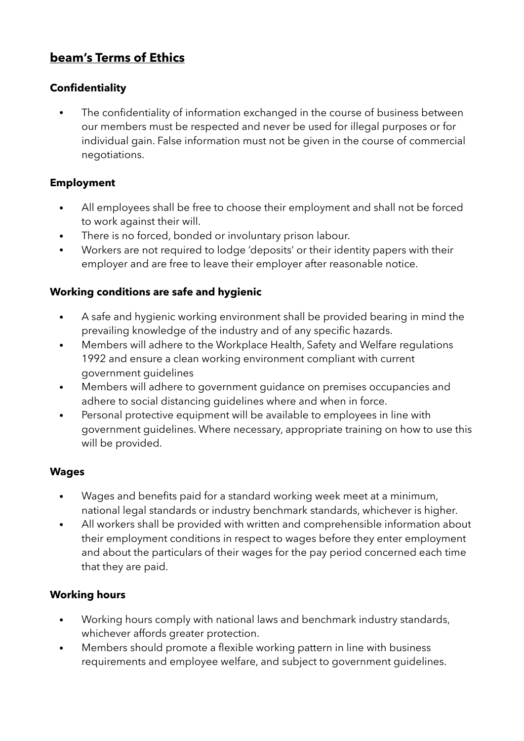# beam's Terms of Ethics

## Confidentiality

- The confidentiality of information exchanged in the course of business between our members must be respected and never be used for illegal purposes or for individual gain. False information must not be given in the course of commercial negotiations.

## Employment

- All employees shall be free to choose their employment and shall not be forced to work against their will.
- There is no forced, bonded or involuntary prison labour.
- Workers are not required to lodge 'deposits' or their identity papers with their employer and are free to leave their employer after reasonable notice.

## Working conditions are safe and hygienic

- A safe and hygienic working environment shall be provided bearing in mind the prevailing knowledge of the industry and of any specific hazards.
- Members will adhere to the Workplace Health, Safety and Welfare regulations 1992 and ensure a clean working environment compliant with current government guidelines
- Members will adhere to government guidance on premises occupancies and adhere to social distancing guidelines where and when in force.
- Personal protective equipment will be available to employees in line with government guidelines. Where necessary, appropriate training on how to use this will be provided.

## Wages

- Wages and benefits paid for a standard working week meet at a minimum, national legal standards or industry benchmark standards, whichever is higher.
- All workers shall be provided with written and comprehensible information about their employment conditions in respect to wages before they enter employment and about the particulars of their wages for the pay period concerned each time that they are paid.

## Working hours

- Working hours comply with national laws and benchmark industry standards, whichever affords greater protection.
- Members should promote a flexible working pattern in line with business requirements and employee welfare, and subject to government guidelines.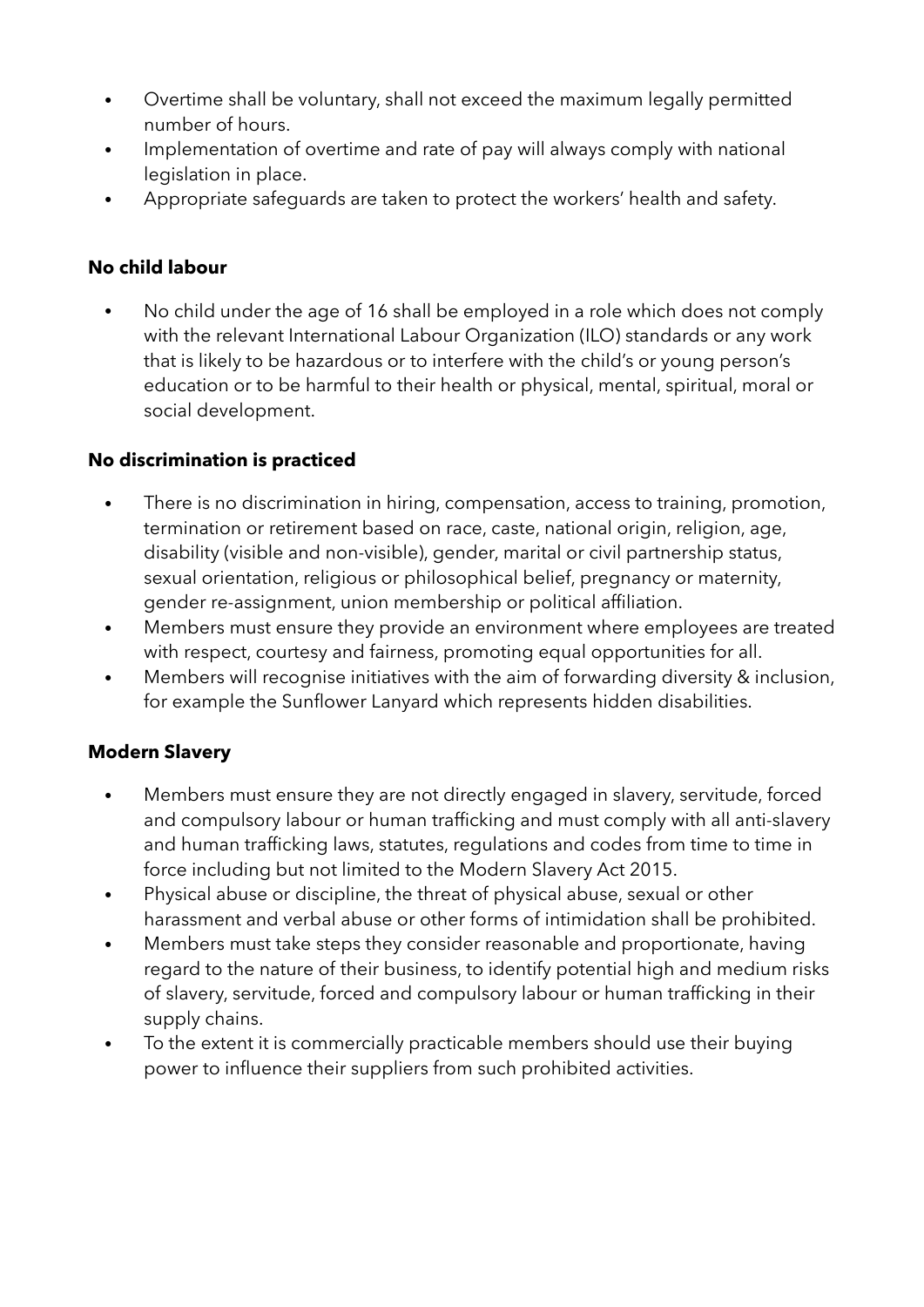- Overtime shall be voluntary, shall not exceed the maximum legally permitted number of hours.
- Implementation of overtime and rate of pay will always comply with national legislation in place.
- Appropriate safeguards are taken to protect the workers' health and safety.

**No child labour**

- No child under the age of 16 shall be employed in a role which does not comply with the relevant International Labour Organization (ILO) standards or any work that is likely to be hazardous or to interfere with the child's or young person's education or to be harmful to their health or physical, mental, spiritual, moral or social development.

**No discrimination is practiced**

- There is no discrimination in hiring, compensation, access to training, promotion, termination or retirement based on race, caste, national origin, religion, age, disability (visible and non-visible), gender, marital or civil partnership status, sexual orientation, religious or philosophical belief, pregnancy or maternity, gender re-assignment, union membership or political affiliation.
- Members must ensure they provide an environment where employees are treated with respect, courtesy and fairness, promoting equal opportunities for all.
- Members will recognise initiatives with the aim of forwarding diversity & inclusion, for example the Sunflower Lanyard which represents hidden disabilities.

**Modern Slavery**

- Members must ensure they are not directly engaged in slavery, servitude, forced and compulsory labour or human trafficking and must comply with all anti-slavery and human trafficking laws, statutes, regulations and codes from time to time in force including but not limited to the Modern Slavery Act 2015.
- Physical abuse or discipline, the threat of physical abuse, sexual or other harassment and verbal abuse or other forms of intimidation shall be prohibited.
- Members must take steps they consider reasonable and proportionate, having regard to the nature of their business, to identify potential high and medium risks of slavery, servitude, forced and compulsory labour or human trafficking in their supply chains.
- To the extent it is commercially practicable members should use their buying power to influence their suppliers from such prohibited activities.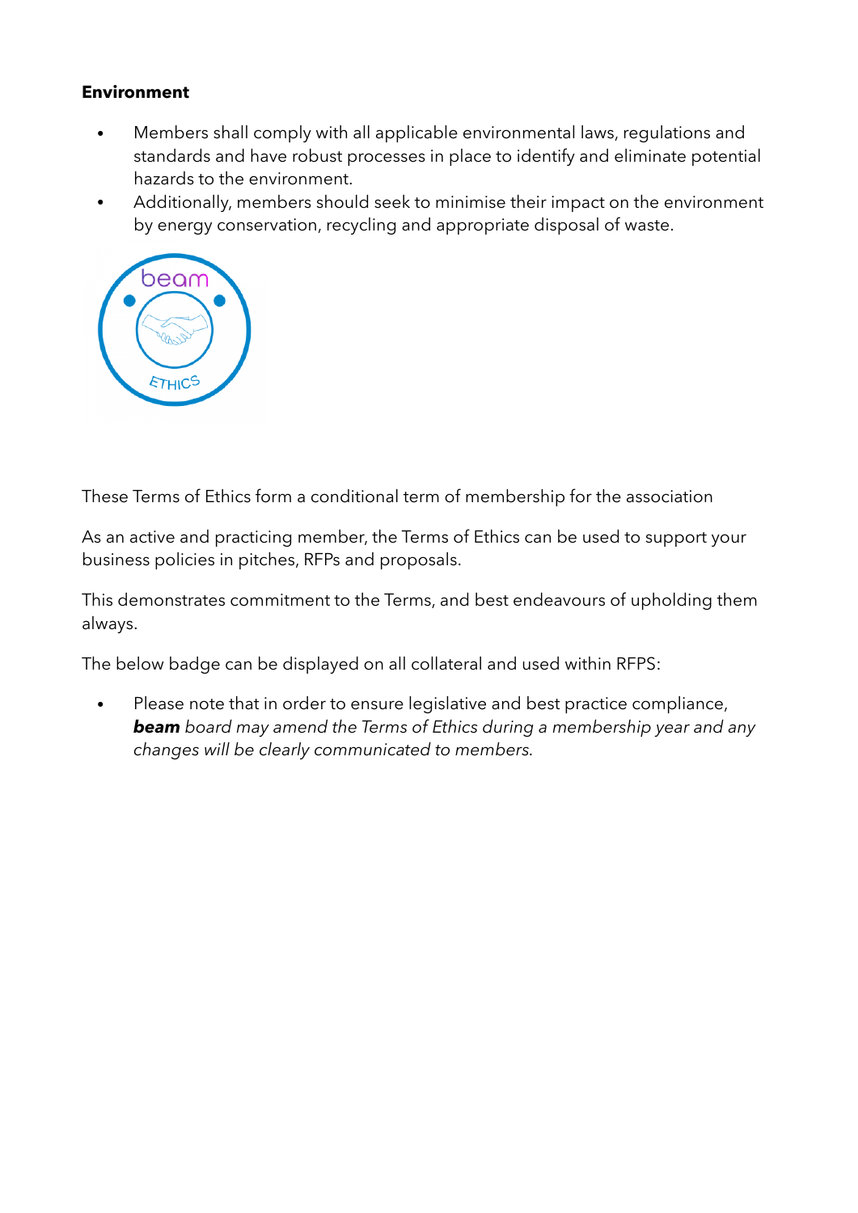**Environment**

- Members shall comply with all applicable environmental laws, regulations and standards and have robust processes in place to identify and eliminate potential hazards to the environment.
- Additionally, members should seek to minimise their impact on the environment by energy conservation, recycling and appropriate disposal of waste.

These Terms of Ethics form a conditional term of membership for the association

As an active and practicing member, the Terms of Ethics can be used to support your business policies in pitches, RFPs and proposals.

This demonstrates commitment to the Terms, and best endeavours of upholding them always.

The below badge can be displayed on all collateral and used within RFPS:

- *Please note that in order to ensure legislative and best practice compliance,* ***beam*** *board may amend the Terms of Ethics during a membership year and any changes will be clearly communicated to members.*